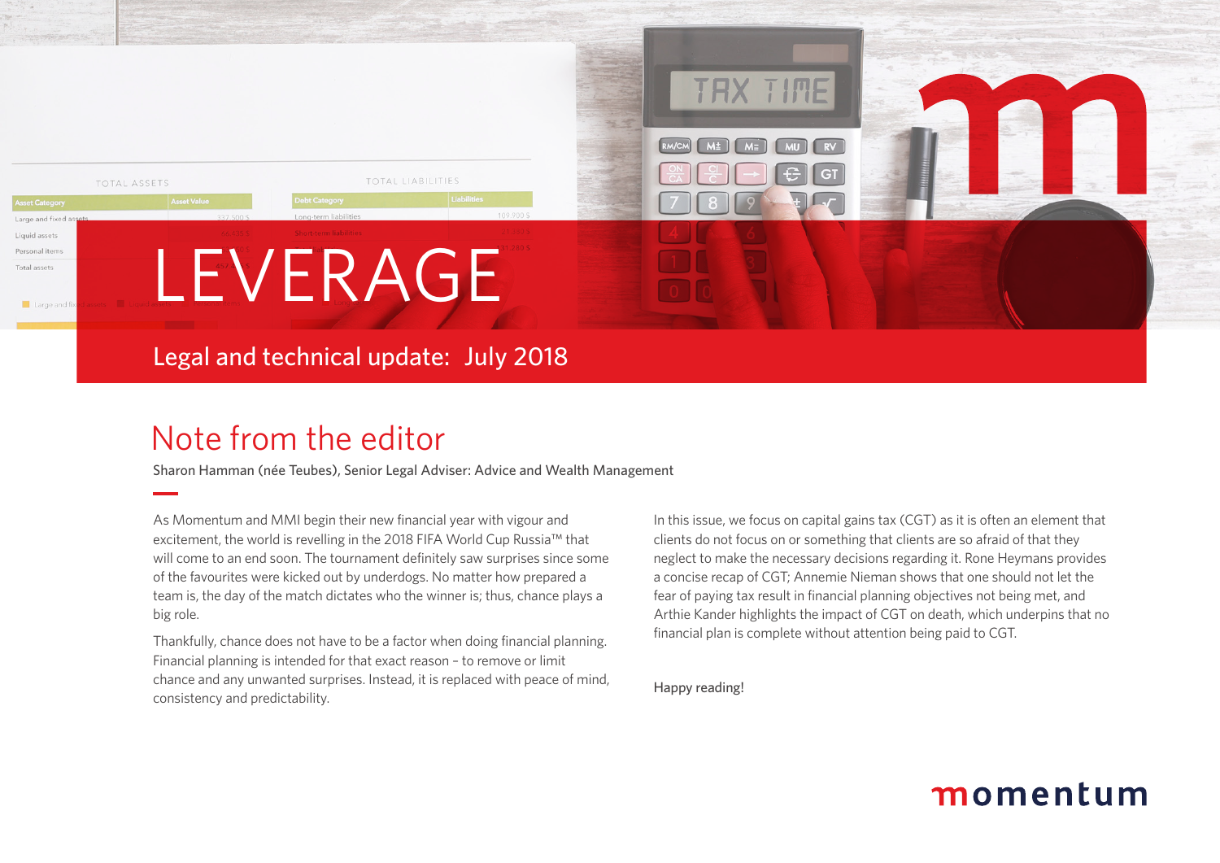# LEVERAGE

## Legal and technical update: July 2018

## Note from the editor

Sharon Hamman (née Teubes), Senior Legal Adviser: Advice and Wealth Management

As Momentum and MMI begin their new financial year with vigour and excitement, the world is revelling in the 2018 FIFA World Cup Russia™ that will come to an end soon. The tournament definitely saw surprises since some of the favourites were kicked out by underdogs. No matter how prepared a team is, the day of the match dictates who the winner is; thus, chance plays a big role.

Thankfully, chance does not have to be a factor when doing financial planning. Financial planning is intended for that exact reason – to remove or limit chance and any unwanted surprises. Instead, it is replaced with peace of mind, consistency and predictability.

In this issue, we focus on capital gains tax (CGT) as it is often an element that clients do not focus on or something that clients are so afraid of that they neglect to make the necessary decisions regarding it. Rone Heymans provides a concise recap of CGT; Annemie Nieman shows that one should not let the fear of paying tax result in financial planning objectives not being met, and Arthie Kander highlights the impact of CGT on death, which underpins that no financial plan is complete without attention being paid to CGT.

Happy reading!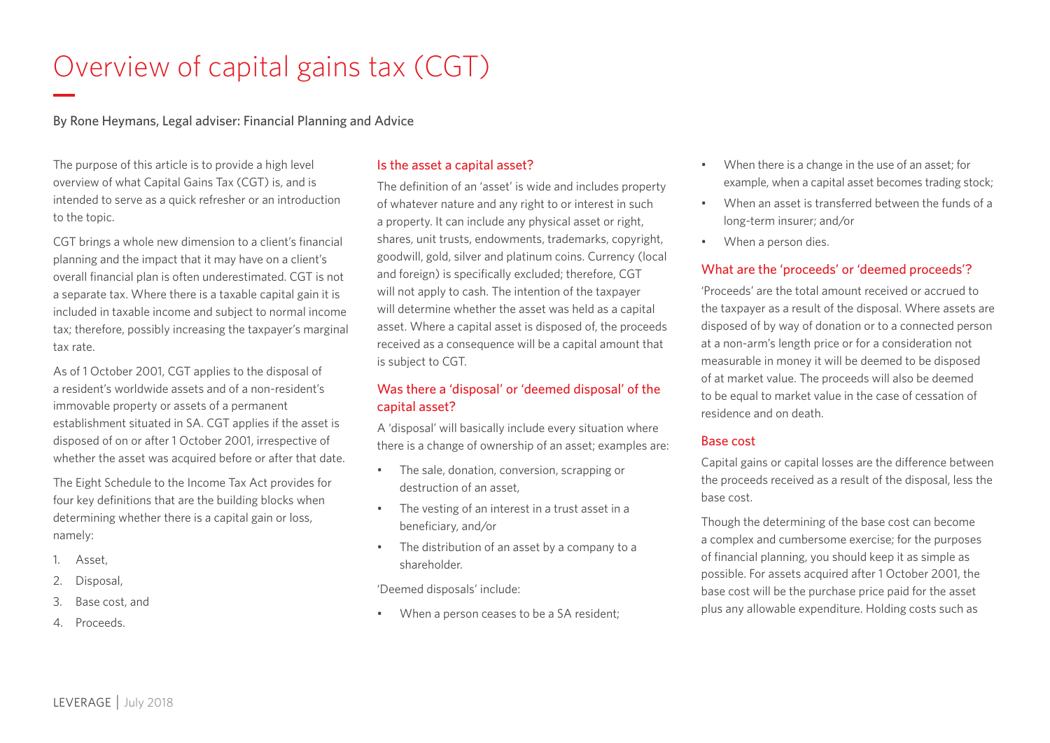# Overview of capital gains tax (CGT)

By Rone Heymans, Legal adviser: Financial Planning and Advice

The purpose of this article is to provide a high level overview of what Capital Gains Tax (CGT) is, and is intended to serve as a quick refresher or an introduction to the topic.

CGT brings a whole new dimension to a client's financial planning and the impact that it may have on a client's overall financial plan is often underestimated. CGT is not a separate tax. Where there is a taxable capital gain it is included in taxable income and subject to normal income tax; therefore, possibly increasing the taxpayer's marginal tax rate.

As of 1 October 2001, CGT applies to the disposal of a resident's worldwide assets and of a non-resident's immovable property or assets of a permanent establishment situated in SA. CGT applies if the asset is disposed of on or after 1 October 2001, irrespective of whether the asset was acquired before or after that date.

The Eight Schedule to the Income Tax Act provides for four key definitions that are the building blocks when determining whether there is a capital gain or loss, namely:

1. Asset,
2. Disposal,
3. Base cost, and
4. Proceeds.

## Is the asset a capital asset?

The definition of an 'asset' is wide and includes property of whatever nature and any right to or interest in such a property. It can include any physical asset or right, shares, unit trusts, endowments, trademarks, copyright, goodwill, gold, silver and platinum coins. Currency (local and foreign) is specifically excluded; therefore, CGT will not apply to cash. The intention of the taxpayer will determine whether the asset was held as a capital asset. Where a capital asset is disposed of, the proceeds received as a consequence will be a capital amount that is subject to CGT.

## Was there a 'disposal' or 'deemed disposal' of the capital asset?

A 'disposal' will basically include every situation where there is a change of ownership of an asset; examples are:

- The sale, donation, conversion, scrapping or destruction of an asset,
- The vesting of an interest in a trust asset in a beneficiary, and/or
- The distribution of an asset by a company to a shareholder.

'Deemed disposals' include:

- When a person ceases to be a SA resident;
- When there is a change in the use of an asset; for example, when a capital asset becomes trading stock;
- When an asset is transferred between the funds of a long-term insurer; and/or
- When a person dies.

## What are the 'proceeds' or 'deemed proceeds'?

'Proceeds' are the total amount received or accrued to the taxpayer as a result of the disposal. Where assets are disposed of by way of donation or to a connected person at a non-arm's length price or for a consideration not measurable in money it will be deemed to be disposed of at market value. The proceeds will also be deemed to be equal to market value in the case of cessation of residence and on death.

## Base cost

Capital gains or capital losses are the difference between the proceeds received as a result of the disposal, less the base cost.

Though the determining of the base cost can become a complex and cumbersome exercise; for the purposes of financial planning, you should keep it as simple as possible. For assets acquired after 1 October 2001, the base cost will be the purchase price paid for the asset plus any allowable expenditure. Holding costs such as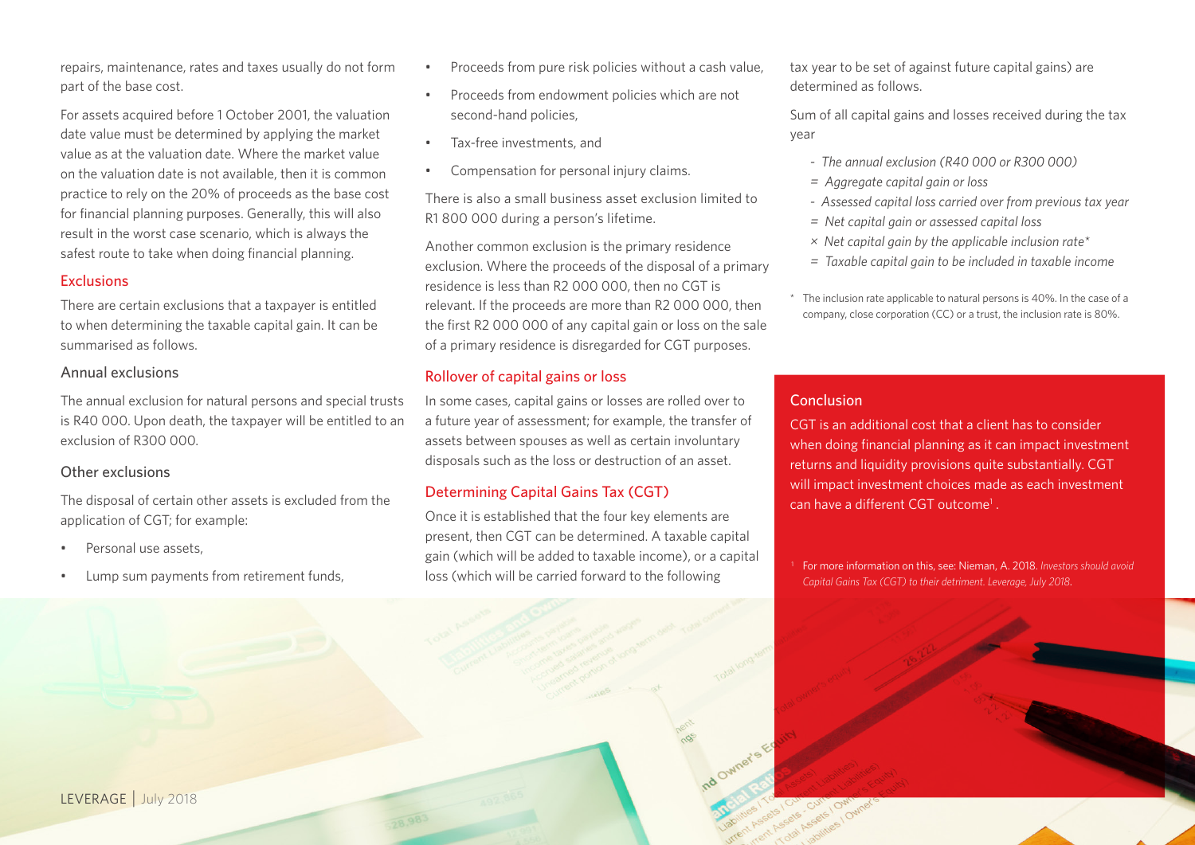repairs, maintenance, rates and taxes usually do not form part of the base cost.

For assets acquired before 1 October 2001, the valuation date value must be determined by applying the market value as at the valuation date. Where the market value on the valuation date is not available, then it is common practice to rely on the 20% of proceeds as the base cost for financial planning purposes. Generally, this will also result in the worst case scenario, which is always the safest route to take when doing financial planning.

## Exclusions

There are certain exclusions that a taxpayer is entitled to when determining the taxable capital gain. It can be summarised as follows.

### Annual exclusions

The annual exclusion for natural persons and special trusts is R40 000. Upon death, the taxpayer will be entitled to an exclusion of R300 000.

### Other exclusions

The disposal of certain other assets is excluded from the application of CGT; for example:

- Personal use assets,
- Lump sum payments from retirement funds,
- Proceeds from pure risk policies without a cash value,
- Proceeds from endowment policies which are not second-hand policies,
- Tax-free investments, and
- Compensation for personal injury claims.

There is also a small business asset exclusion limited to R1 800 000 during a person's lifetime.

Another common exclusion is the primary residence exclusion. Where the proceeds of the disposal of a primary residence is less than R2 000 000, then no CGT is relevant. If the proceeds are more than R2 000 000, then the first R2 000 000 of any capital gain or loss on the sale of a primary residence is disregarded for CGT purposes.

## Rollover of capital gains or loss

In some cases, capital gains or losses are rolled over to a future year of assessment; for example, the transfer of assets between spouses as well as certain involuntary disposals such as the loss or destruction of an asset.

## Determining Capital Gains Tax (CGT)

Once it is established that the four key elements are present, then CGT can be determined. A taxable capital gain (which will be added to taxable income), or a capital loss (which will be carried forward to the following tax year to be set of against future capital gains) are determined as follows.

Sum of all capital gains and losses received during the tax year

- *- The annual exclusion (R40 000 or R300 000)*
- *= Aggregate capital gain or loss*
- *- Assessed capital loss carried over from previous tax year*
- *= Net capital gain or assessed capital loss*
- *× Net capital gain by the applicable inclusion rate\**
- *= Taxable capital gain to be included in taxable income*

\* The inclusion rate applicable to natural persons is 40%. In the case of a company, close corporation (CC) or a trust, the inclusion rate is 80%.

## Conclusion

CGT is an additional cost that a client has to consider when doing financial planning as it can impact investment returns and liquidity provisions quite substantially. CGT will impact investment choices made as each investment can have a different CGT outcome[1].

[1] For more information on this, see: Nieman, A. 2018. *Investors should avoid Capital Gains Tax (CGT) to their detriment. Leverage, July 2018*.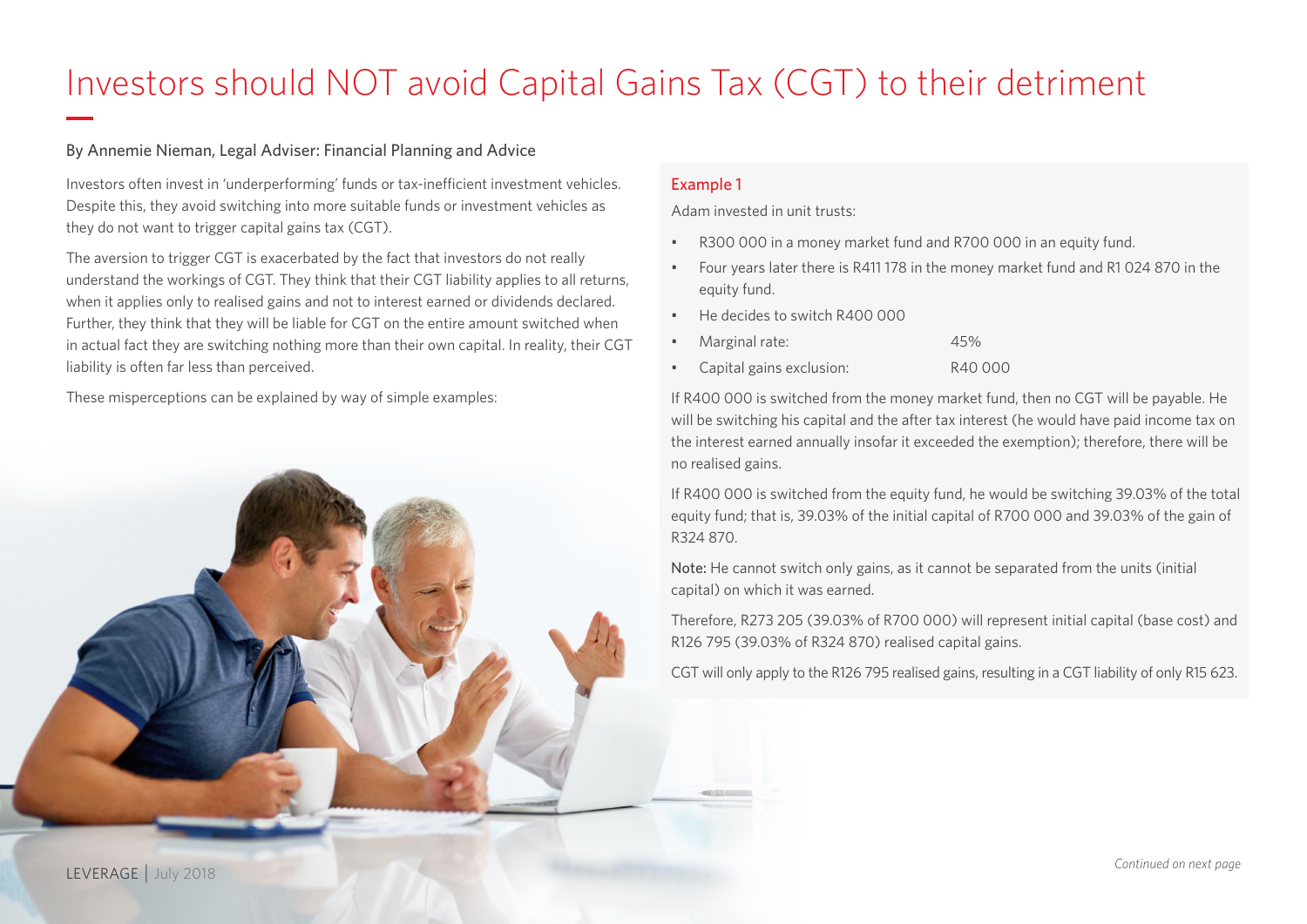# Investors should NOT avoid Capital Gains Tax (CGT) to their detriment

By Annemie Nieman, Legal Adviser: Financial Planning and Advice

Investors often invest in 'underperforming' funds or tax-inefficient investment vehicles. Despite this, they avoid switching into more suitable funds or investment vehicles as they do not want to trigger capital gains tax (CGT).

The aversion to trigger CGT is exacerbated by the fact that investors do not really understand the workings of CGT. They think that their CGT liability applies to all returns, when it applies only to realised gains and not to interest earned or dividends declared. Further, they think that they will be liable for CGT on the entire amount switched when in actual fact they are switching nothing more than their own capital. In reality, their CGT liability is often far less than perceived.

These misperceptions can be explained by way of simple examples:

## Example 1

Adam invested in unit trusts:

- R300 000 in a money market fund and R700 000 in an equity fund.
- Four years later there is R411 178 in the money market fund and R1 024 870 in the equity fund.
- He decides to switch R400 000
- Marginal rate: 45%
- Capital gains exclusion: R40 000

If R400 000 is switched from the money market fund, then no CGT will be payable. He will be switching his capital and the after tax interest (he would have paid income tax on the interest earned annually insofar it exceeded the exemption); therefore, there will be no realised gains.

If R400 000 is switched from the equity fund, he would be switching 39.03% of the total equity fund; that is, 39.03% of the initial capital of R700 000 and 39.03% of the gain of R324 870.

**Note:** He cannot switch only gains, as it cannot be separated from the units (initial capital) on which it was earned.

Therefore, R273 205 (39.03% of R700 000) will represent initial capital (base cost) and R126 795 (39.03% of R324 870) realised capital gains.

CGT will only apply to the R126 795 realised gains, resulting in a CGT liability of only R15 623.

*Continued on next page*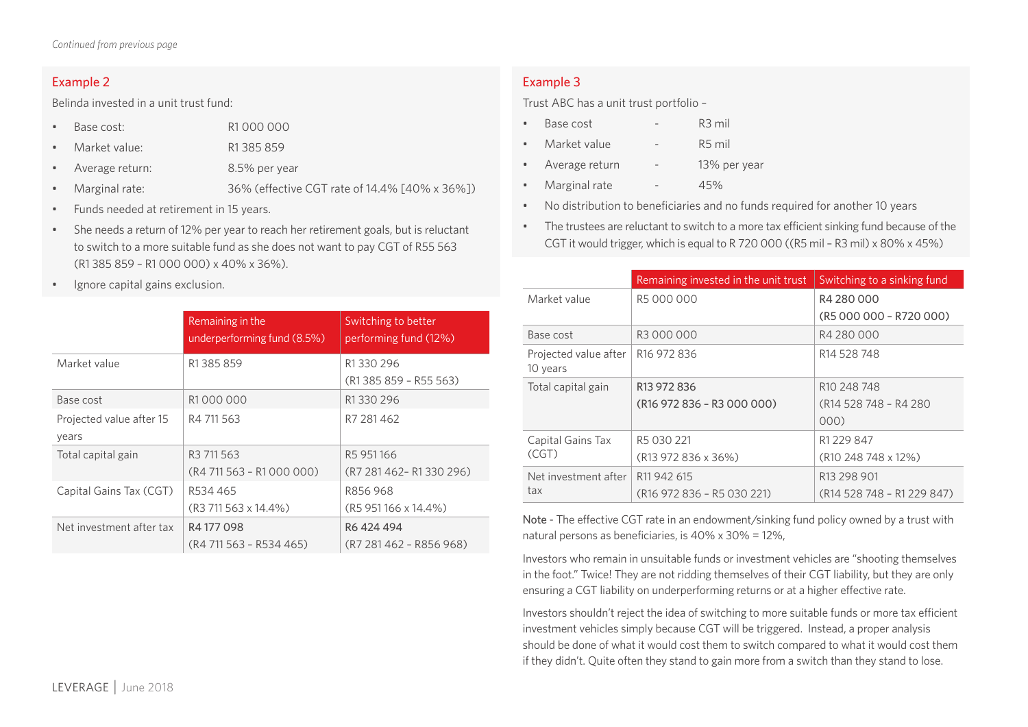*Continued from previous page*

## Example 2

Belinda invested in a unit trust fund:

- Base cost: R1 000 000
- Market value: R1 385 859
- Average return: 8.5% per year
- Marginal rate: 36% (effective CGT rate of 14.4% [40% x 36%])
- Funds needed at retirement in 15 years.
- She needs a return of 12% per year to reach her retirement goals, but is reluctant to switch to a more suitable fund as she does not want to pay CGT of R55 563 (R1 385 859 – R1 000 000) x 40% x 36%).
- Ignore capital gains exclusion.

| | Remaining in the underperforming fund (8.5%) | Switching to better performing fund (12%) |
|---|---|---|
| Market value | R1 385 859 | R1 330 296 (R1 385 859 – R55 563) |
| Base cost | R1 000 000 | R1 330 296 |
| Projected value after 15 years | R4 711 563 | R7 281 462 |
| Total capital gain | R3 711 563 (R4 711 563 – R1 000 000) | R5 951 166 (R7 281 462– R1 330 296) |
| Capital Gains Tax (CGT) | R534 465 (R3 711 563 x 14.4%) | R856 968 (R5 951 166 x 14.4%) |
| Net investment after tax | R4 177 098 (R4 711 563 – R534 465) | R6 424 494 (R7 281 462 – R856 968) |

## Example 3

Trust ABC has a unit trust portfolio –

- Base cost - R3 mil
- Market value - R5 mil
- Average return - 13% per year
- Marginal rate - 45%
- No distribution to beneficiaries and no funds required for another 10 years
- The trustees are reluctant to switch to a more tax efficient sinking fund because of the CGT it would trigger, which is equal to R 720 000 ((R5 mil – R3 mil) x 80% x 45%)

| | Remaining invested in the unit trust | Switching to a sinking fund |
|---|---|---|
| Market value | R5 000 000 | R4 280 000 (R5 000 000 – R720 000) |
| Base cost | R3 000 000 | R4 280 000 |
| Projected value after 10 years | R16 972 836 | R14 528 748 |
| Total capital gain | R13 972 836 (R16 972 836 – R3 000 000) | R10 248 748 (R14 528 748 – R4 280 000) |
| Capital Gains Tax (CGT) | R5 030 221 (R13 972 836 x 36%) | R1 229 847 (R10 248 748 x 12%) |
| Net investment after tax | R11 942 615 (R16 972 836 – R5 030 221) | R13 298 901 (R14 528 748 – R1 229 847) |

Note - The effective CGT rate in an endowment/sinking fund policy owned by a trust with natural persons as beneficiaries, is 40% x 30% = 12%,

Investors who remain in unsuitable funds or investment vehicles are "shooting themselves in the foot." Twice! They are not ridding themselves of their CGT liability, but they are only ensuring a CGT liability on underperforming returns or at a higher effective rate.

Investors shouldn't reject the idea of switching to more suitable funds or more tax efficient investment vehicles simply because CGT will be triggered. Instead, a proper analysis should be done of what it would cost them to switch compared to what it would cost them if they didn't. Quite often they stand to gain more from a switch than they stand to lose.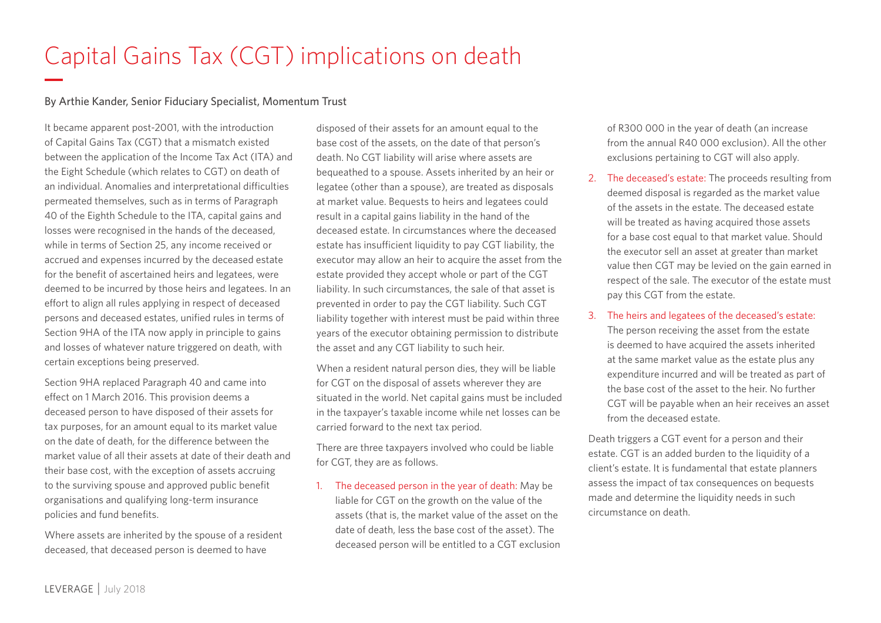# Capital Gains Tax (CGT) implications on death

By Arthie Kander, Senior Fiduciary Specialist, Momentum Trust

It became apparent post-2001, with the introduction of Capital Gains Tax (CGT) that a mismatch existed between the application of the Income Tax Act (ITA) and the Eight Schedule (which relates to CGT) on death of an individual. Anomalies and interpretational difficulties permeated themselves, such as in terms of Paragraph 40 of the Eighth Schedule to the ITA, capital gains and losses were recognised in the hands of the deceased, while in terms of Section 25, any income received or accrued and expenses incurred by the deceased estate for the benefit of ascertained heirs and legatees, were deemed to be incurred by those heirs and legatees. In an effort to align all rules applying in respect of deceased persons and deceased estates, unified rules in terms of Section 9HA of the ITA now apply in principle to gains and losses of whatever nature triggered on death, with certain exceptions being preserved.

Section 9HA replaced Paragraph 40 and came into effect on 1 March 2016. This provision deems a deceased person to have disposed of their assets for tax purposes, for an amount equal to its market value on the date of death, for the difference between the market value of all their assets at date of their death and their base cost, with the exception of assets accruing to the surviving spouse and approved public benefit organisations and qualifying long-term insurance policies and fund benefits.

Where assets are inherited by the spouse of a resident deceased, that deceased person is deemed to have disposed of their assets for an amount equal to the base cost of the assets, on the date of that person's death. No CGT liability will arise where assets are bequeathed to a spouse. Assets inherited by an heir or legatee (other than a spouse), are treated as disposals at market value. Bequests to heirs and legatees could result in a capital gains liability in the hand of the deceased estate. In circumstances where the deceased estate has insufficient liquidity to pay CGT liability, the executor may allow an heir to acquire the asset from the estate provided they accept whole or part of the CGT liability. In such circumstances, the sale of that asset is prevented in order to pay the CGT liability. Such CGT liability together with interest must be paid within three years of the executor obtaining permission to distribute the asset and any CGT liability to such heir.

When a resident natural person dies, they will be liable for CGT on the disposal of assets wherever they are situated in the world. Net capital gains must be included in the taxpayer's taxable income while net losses can be carried forward to the next tax period.

There are three taxpayers involved who could be liable for CGT, they are as follows.

1. The deceased person in the year of death: May be liable for CGT on the growth on the value of the assets (that is, the market value of the asset on the date of death, less the base cost of the asset). The deceased person will be entitled to a CGT exclusion of R300 000 in the year of death (an increase from the annual R40 000 exclusion). All the other exclusions pertaining to CGT will also apply.
2. The deceased's estate: The proceeds resulting from deemed disposal is regarded as the market value of the assets in the estate. The deceased estate will be treated as having acquired those assets for a base cost equal to that market value. Should the executor sell an asset at greater than market value then CGT may be levied on the gain earned in respect of the sale. The executor of the estate must pay this CGT from the estate.
3. The heirs and legatees of the deceased's estate: The person receiving the asset from the estate is deemed to have acquired the assets inherited at the same market value as the estate plus any expenditure incurred and will be treated as part of the base cost of the asset to the heir. No further CGT will be payable when an heir receives an asset from the deceased estate.

Death triggers a CGT event for a person and their estate. CGT is an added burden to the liquidity of a client's estate. It is fundamental that estate planners assess the impact of tax consequences on bequests made and determine the liquidity needs in such circumstance on death.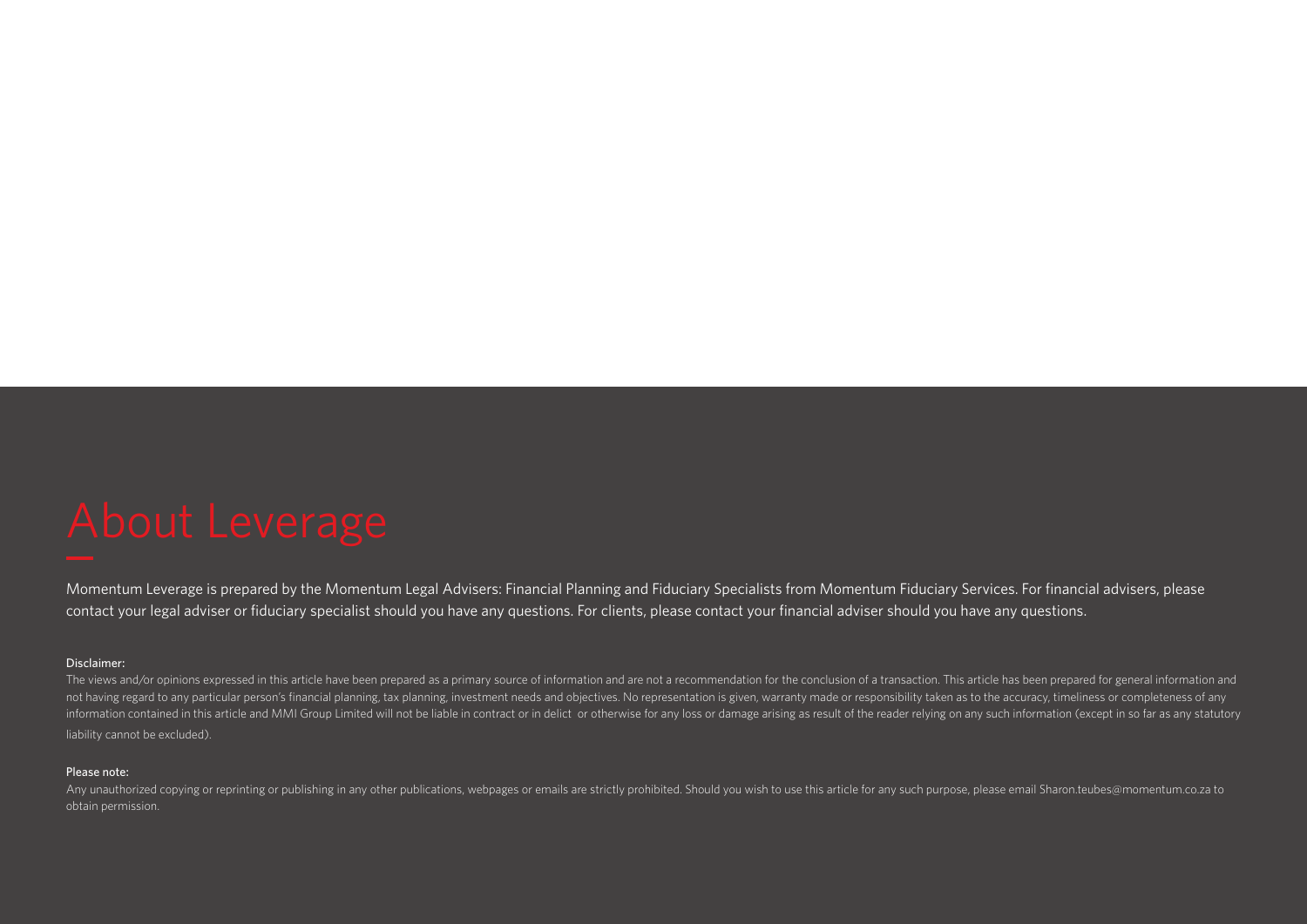# About Leverage

Momentum Leverage is prepared by the Momentum Legal Advisers: Financial Planning and Fiduciary Specialists from Momentum Fiduciary Services. For financial advisers, please contact your legal adviser or fiduciary specialist should you have any questions. For clients, please contact your financial adviser should you have any questions.

**Disclaimer:**

The views and/or opinions expressed in this article have been prepared as a primary source of information and are not a recommendation for the conclusion of a transaction. This article has been prepared for general information and not having regard to any particular person's financial planning, tax planning, investment needs and objectives. No representation is given, warranty made or responsibility taken as to the accuracy, timeliness or completeness of any information contained in this article and MMI Group Limited will not be liable in contract or in delict or otherwise for any loss or damage arising as result of the reader relying on any such information (except in so far as any statutory liability cannot be excluded).

**Please note:**

Any unauthorized copying or reprinting or publishing in any other publications, webpages or emails are strictly prohibited. Should you wish to use this article for any such purpose, please email Sharon.teubes@momentum.co.za to obtain permission.